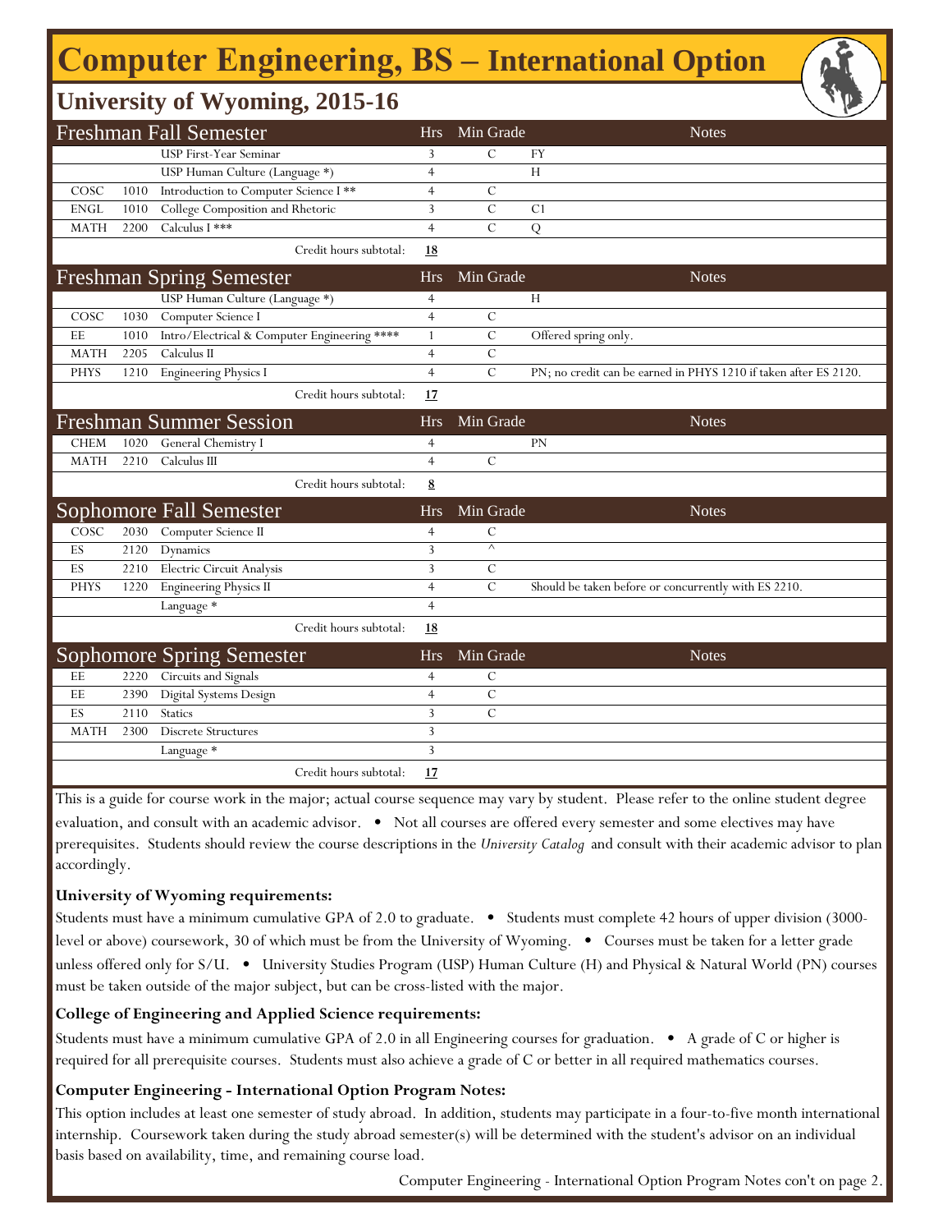# Computer Engineering, BS – International Option

## University of Wyoming, 2015-16

| Freshman Fall Semester | | | Hrs | Min Grade | Notes |
|---|---|---|---|---|---|
| | | USP First-Year Seminar | 3 | C | FY |
| | | USP Human Culture (Language *) | 4 | | H |
| COSC | 1010 | Introduction to Computer Science I ** | 4 | C | |
| ENGL | 1010 | College Composition and Rhetoric | 3 | C | C1 |
| MATH | 2200 | Calculus I *** | 4 | C | Q |
| | | Credit hours subtotal: | **18** | | |

| Freshman Spring Semester | | | Hrs | Min Grade | Notes |
|---|---|---|---|---|---|
| | | USP Human Culture (Language *) | 4 | | H |
| COSC | 1030 | Computer Science I | 4 | C | |
| EE | 1010 | Intro/Electrical & Computer Engineering **** | 1 | C | Offered spring only. |
| MATH | 2205 | Calculus II | 4 | C | |
| PHYS | 1210 | Engineering Physics I | 4 | C | PN; no credit can be earned in PHYS 1210 if taken after ES 2120. |
| | | Credit hours subtotal: | **17** | | |

| Freshman Summer Session | | | Hrs | Min Grade | Notes |
|---|---|---|---|---|---|
| CHEM | 1020 | General Chemistry I | 4 | | PN |
| MATH | 2210 | Calculus III | 4 | C | |
| | | Credit hours subtotal: | **8** | | |

| Sophomore Fall Semester | | | Hrs | Min Grade | Notes |
|---|---|---|---|---|---|
| COSC | 2030 | Computer Science II | 4 | C | |
| ES | 2120 | Dynamics | 3 | ^ | |
| ES | 2210 | Electric Circuit Analysis | 3 | C | |
| PHYS | 1220 | Engineering Physics II | 4 | C | Should be taken before or concurrently with ES 2210. |
| | | Language * | 4 | | |
| | | Credit hours subtotal: | **18** | | |

| Sophomore Spring Semester | | | Hrs | Min Grade | Notes |
|---|---|---|---|---|---|
| EE | 2220 | Circuits and Signals | 4 | C | |
| EE | 2390 | Digital Systems Design | 4 | C | |
| ES | 2110 | Statics | 3 | C | |
| MATH | 2300 | Discrete Structures | 3 | | |
| | | Language * | 3 | | |
| | | Credit hours subtotal: | **17** | | |

This is a guide for course work in the major; actual course sequence may vary by student. Please refer to the online student degree evaluation, and consult with an academic advisor. • Not all courses are offered every semester and some electives may have prerequisites. Students should review the course descriptions in the *University Catalog* and consult with their academic advisor to plan accordingly.

**University of Wyoming requirements:**

Students must have a minimum cumulative GPA of 2.0 to graduate. • Students must complete 42 hours of upper division (3000-level or above) coursework, 30 of which must be from the University of Wyoming. • Courses must be taken for a letter grade unless offered only for S/U. • University Studies Program (USP) Human Culture (H) and Physical & Natural World (PN) courses must be taken outside of the major subject, but can be cross-listed with the major.

**College of Engineering and Applied Science requirements:**

Students must have a minimum cumulative GPA of 2.0 in all Engineering courses for graduation. • A grade of C or higher is required for all prerequisite courses. Students must also achieve a grade of C or better in all required mathematics courses.

**Computer Engineering - International Option Program Notes:**

This option includes at least one semester of study abroad. In addition, students may participate in a four-to-five month international internship. Coursework taken during the study abroad semester(s) will be determined with the student's advisor on an individual basis based on availability, time, and remaining course load.

Computer Engineering - International Option Program Notes con't on page 2.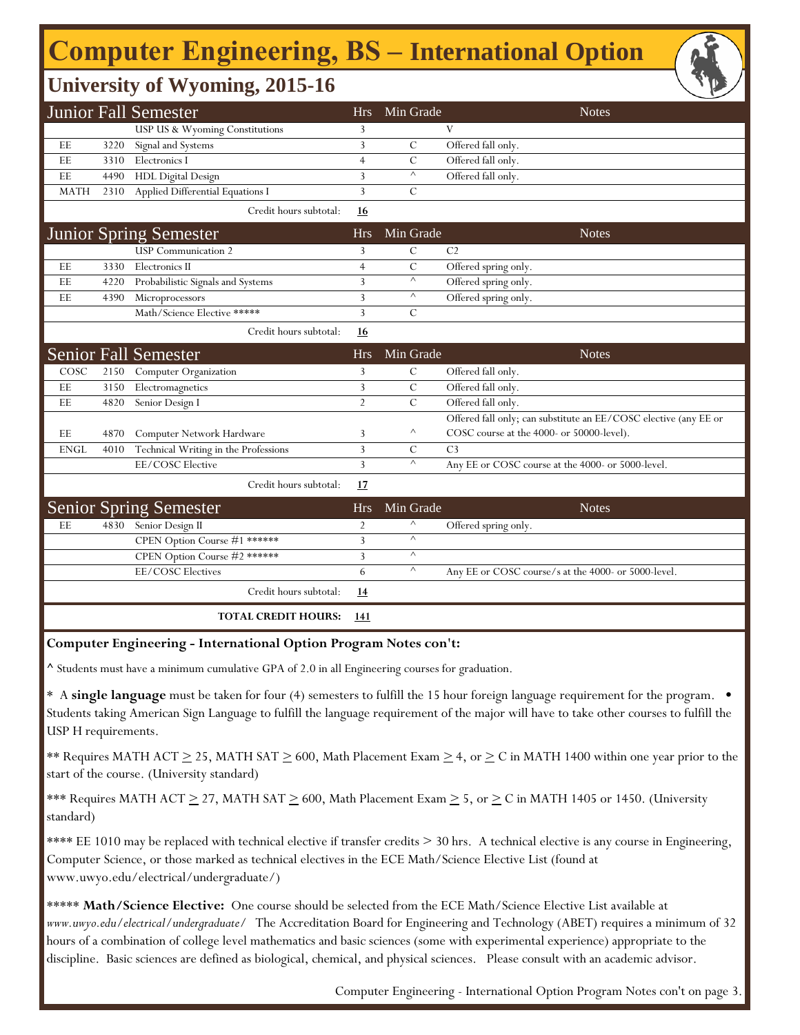# Computer Engineering, BS – International Option

## University of Wyoming, 2015-16

| Junior Fall Semester | | | Hrs | Min Grade | Notes |
|---|---|---|---|---|---|
| | | USP US & Wyoming Constitutions | 3 | | V |
| EE | 3220 | Signal and Systems | 3 | C | Offered fall only. |
| EE | 3310 | Electronics I | 4 | C | Offered fall only. |
| EE | 4490 | HDL Digital Design | 3 | ^ | Offered fall only. |
| MATH | 2310 | Applied Differential Equations I | 3 | C | |
| | | Credit hours subtotal: | **16** | | |

| Junior Spring Semester | | | Hrs | Min Grade | Notes |
|---|---|---|---|---|---|
| | | USP Communication 2 | 3 | C | C2 |
| EE | 3330 | Electronics II | 4 | C | Offered spring only. |
| EE | 4220 | Probabilistic Signals and Systems | 3 | ^ | Offered spring only. |
| EE | 4390 | Microprocessors | 3 | ^ | Offered spring only. |
| | | Math/Science Elective ***** | 3 | C | |
| | | Credit hours subtotal: | **16** | | |

| Senior Fall Semester | | | Hrs | Min Grade | Notes |
|---|---|---|---|---|---|
| COSC | 2150 | Computer Organization | 3 | C | Offered fall only. |
| EE | 3150 | Electromagnetics | 3 | C | Offered fall only. |
| EE | 4820 | Senior Design I | 2 | C | Offered fall only. |
| EE | 4870 | Computer Network Hardware | 3 | ^ | Offered fall only; can substitute an EE/COSC elective (any EE or COSC course at the 4000- or 50000-level). |
| ENGL | 4010 | Technical Writing in the Professions | 3 | C | C3 |
| | | EE/COSC Elective | 3 | ^ | Any EE or COSC course at the 4000- or 5000-level. |
| | | Credit hours subtotal: | **17** | | |

| Senior Spring Semester | | | Hrs | Min Grade | Notes |
|---|---|---|---|---|---|
| EE | 4830 | Senior Design II | 2 | ^ | Offered spring only. |
| | | CPEN Option Course #1 ****** | 3 | ^ | |
| | | CPEN Option Course #2 ****** | 3 | ^ | |
| | | EE/COSC Electives | 6 | ^ | Any EE or COSC course/s at the 4000- or 5000-level. |
| | | Credit hours subtotal: | **14** | | |
| | | **TOTAL CREDIT HOURS:** | **141** | | |

**Computer Engineering - International Option Program Notes con't:**

**^** Students must have a minimum cumulative GPA of 2.0 in all Engineering courses for graduation.

\* A **single language** must be taken for four (4) semesters to fulfill the 15 hour foreign language requirement for the program. • Students taking American Sign Language to fulfill the language requirement of the major will have to take other courses to fulfill the USP H requirements.

** Requires MATH ACT ≥ 25, MATH SAT ≥ 600, Math Placement Exam ≥ 4, or ≥ C in MATH 1400 within one year prior to the start of the course. (University standard)

*** Requires MATH ACT ≥ 27, MATH SAT ≥ 600, Math Placement Exam ≥ 5, or ≥ C in MATH 1405 or 1450. (University standard)

**** EE 1010 may be replaced with technical elective if transfer credits > 30 hrs. A technical elective is any course in Engineering, Computer Science, or those marked as technical electives in the ECE Math/Science Elective List (found at www.uwyo.edu/electrical/undergraduate/)

***** **Math/Science Elective:** One course should be selected from the ECE Math/Science Elective List available at *www.uwyo.edu/electrical/undergraduate/* The Accreditation Board for Engineering and Technology (ABET) requires a minimum of 32 hours of a combination of college level mathematics and basic sciences (some with experimental experience) appropriate to the discipline. Basic sciences are defined as biological, chemical, and physical sciences. Please consult with an academic advisor.

Computer Engineering - International Option Program Notes con't on page 3.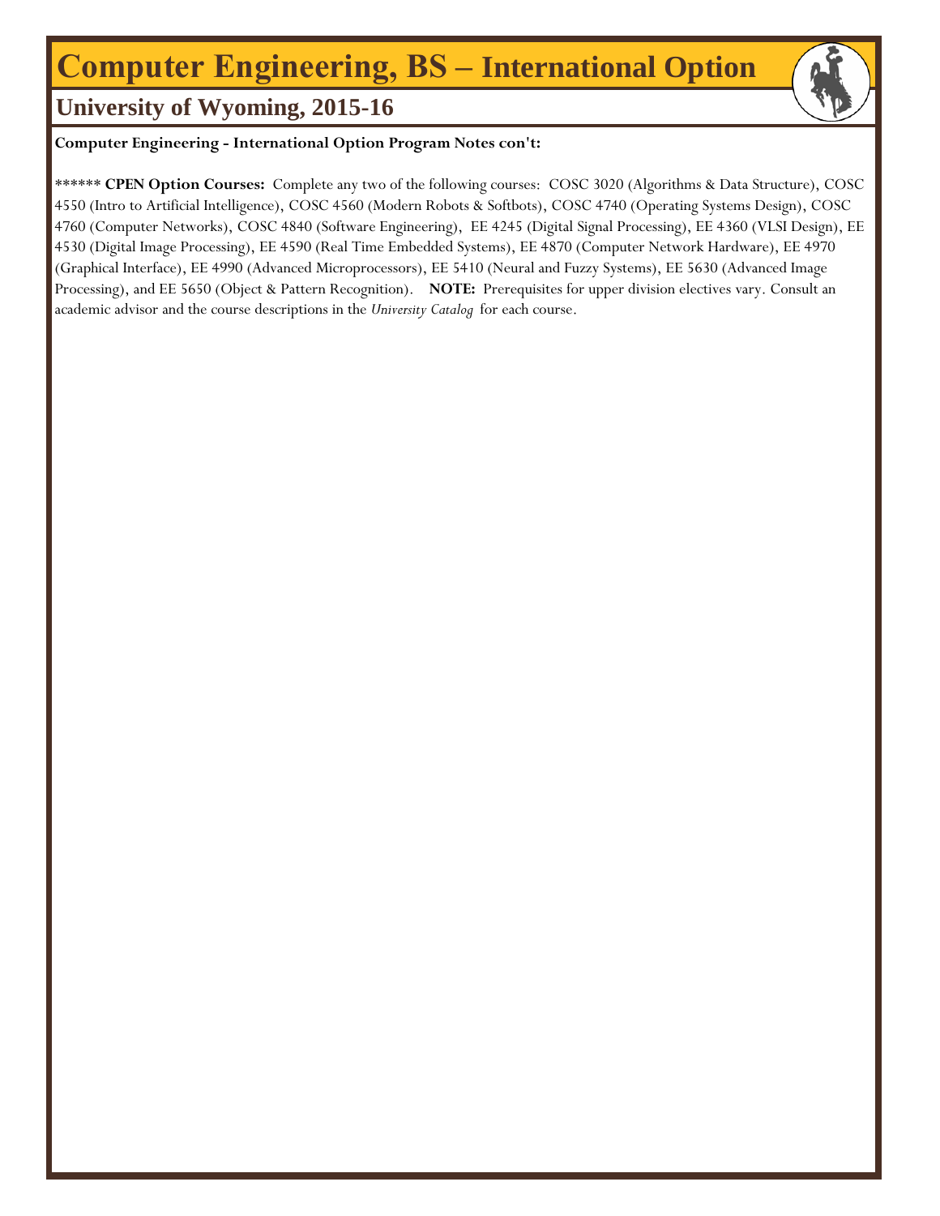# Computer Engineering, BS – International Option

## University of Wyoming, 2015-16

**Computer Engineering - International Option Program Notes con't:**

****** **CPEN Option Courses:** Complete any two of the following courses: COSC 3020 (Algorithms & Data Structure), COSC 4550 (Intro to Artificial Intelligence), COSC 4560 (Modern Robots & Softbots), COSC 4740 (Operating Systems Design), COSC 4760 (Computer Networks), COSC 4840 (Software Engineering), EE 4245 (Digital Signal Processing), EE 4360 (VLSI Design), EE 4530 (Digital Image Processing), EE 4590 (Real Time Embedded Systems), EE 4870 (Computer Network Hardware), EE 4970 (Graphical Interface), EE 4990 (Advanced Microprocessors), EE 5410 (Neural and Fuzzy Systems), EE 5630 (Advanced Image Processing), and EE 5650 (Object & Pattern Recognition). **NOTE:** Prerequisites for upper division electives vary. Consult an academic advisor and the course descriptions in the *University Catalog* for each course.